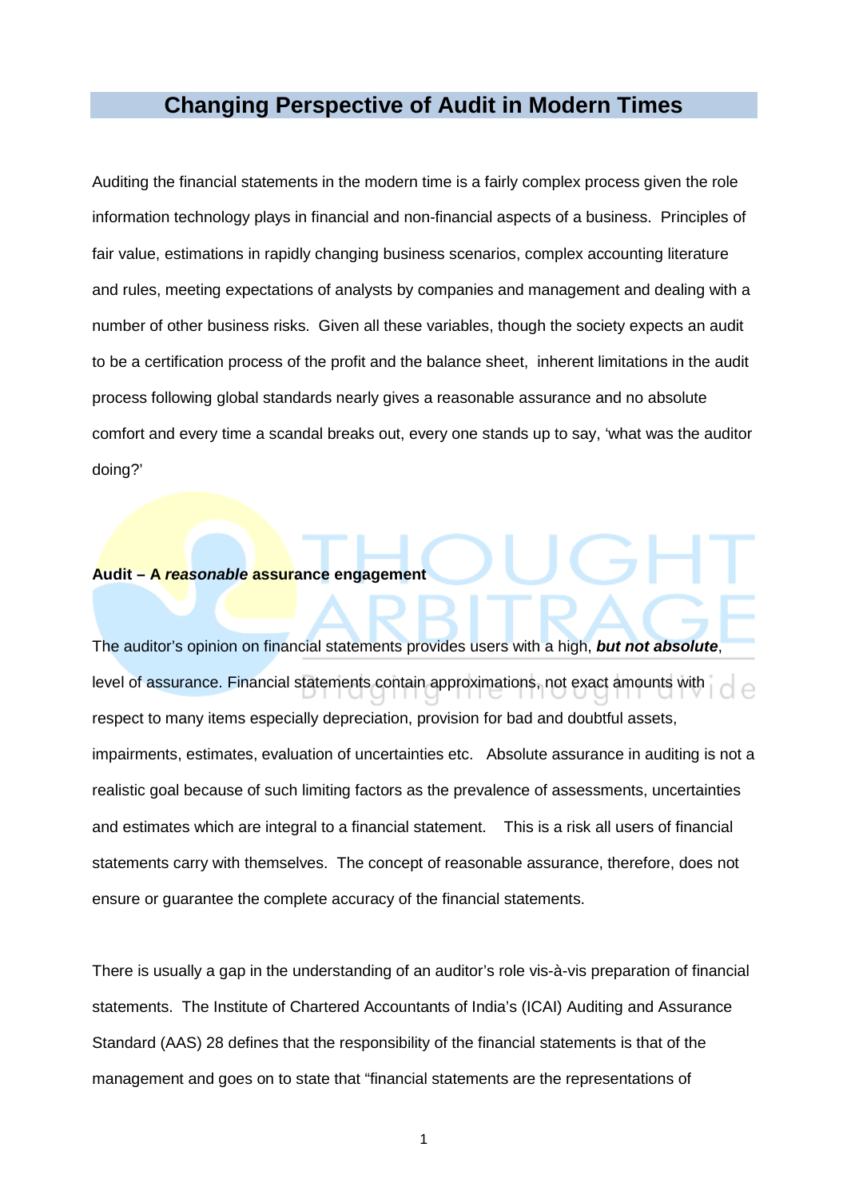# Changing Perspective of Audit in Modern Times

Auditing the financial statements in the modern time is a fairly complex process given the role information technology plays in financial and non-financial aspects of a business. Principles of fair value, estimations in rapidly changing business scenarios, complex accounting literature and rules, meeting expectations of analysts by companies and management and dealing with a number of other business risks. Given all these variables, though the society expects an audit to be a certification process of the profit and the balance sheet, inherent limitations in the audit process following global standards nearly gives a reasonable assurance and no absolute comfort and every time a scandal breaks out, every one stands up to say, 'what was the auditor doing?'

**Audit – A *reasonable* assurance engagement**

The auditor's opinion on financial statements provides users with a high, ***but not absolute***, level of assurance. Financial statements contain approximations, not exact amounts with respect to many items especially depreciation, provision for bad and doubtful assets, impairments, estimates, evaluation of uncertainties etc. Absolute assurance in auditing is not a realistic goal because of such limiting factors as the prevalence of assessments, uncertainties and estimates which are integral to a financial statement. This is a risk all users of financial statements carry with themselves. The concept of reasonable assurance, therefore, does not ensure or guarantee the complete accuracy of the financial statements.

There is usually a gap in the understanding of an auditor's role vis-à-vis preparation of financial statements. The Institute of Chartered Accountants of India's (ICAI) Auditing and Assurance Standard (AAS) 28 defines that the responsibility of the financial statements is that of the management and goes on to state that "financial statements are the representations of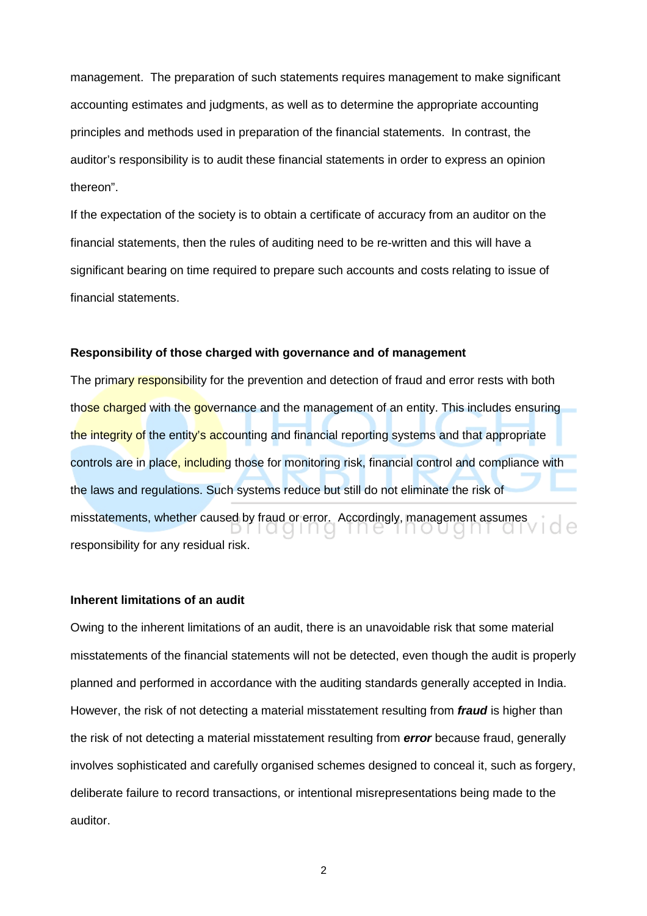management. The preparation of such statements requires management to make significant accounting estimates and judgments, as well as to determine the appropriate accounting principles and methods used in preparation of the financial statements. In contrast, the auditor's responsibility is to audit these financial statements in order to express an opinion thereon".

If the expectation of the society is to obtain a certificate of accuracy from an auditor on the financial statements, then the rules of auditing need to be re-written and this will have a significant bearing on time required to prepare such accounts and costs relating to issue of financial statements.

**Responsibility of those charged with governance and of management**

The primary responsibility for the prevention and detection of fraud and error rests with both those charged with the governance and the management of an entity. This includes ensuring the integrity of the entity's accounting and financial reporting systems and that appropriate controls are in place, including those for monitoring risk, financial control and compliance with the laws and regulations. Such systems reduce but still do not eliminate the risk of misstatements, whether caused by fraud or error. Accordingly, management assumes responsibility for any residual risk.

**Inherent limitations of an audit**

Owing to the inherent limitations of an audit, there is an unavoidable risk that some material misstatements of the financial statements will not be detected, even though the audit is properly planned and performed in accordance with the auditing standards generally accepted in India. However, the risk of not detecting a material misstatement resulting from ***fraud*** is higher than the risk of not detecting a material misstatement resulting from ***error*** because fraud, generally involves sophisticated and carefully organised schemes designed to conceal it, such as forgery, deliberate failure to record transactions, or intentional misrepresentations being made to the auditor.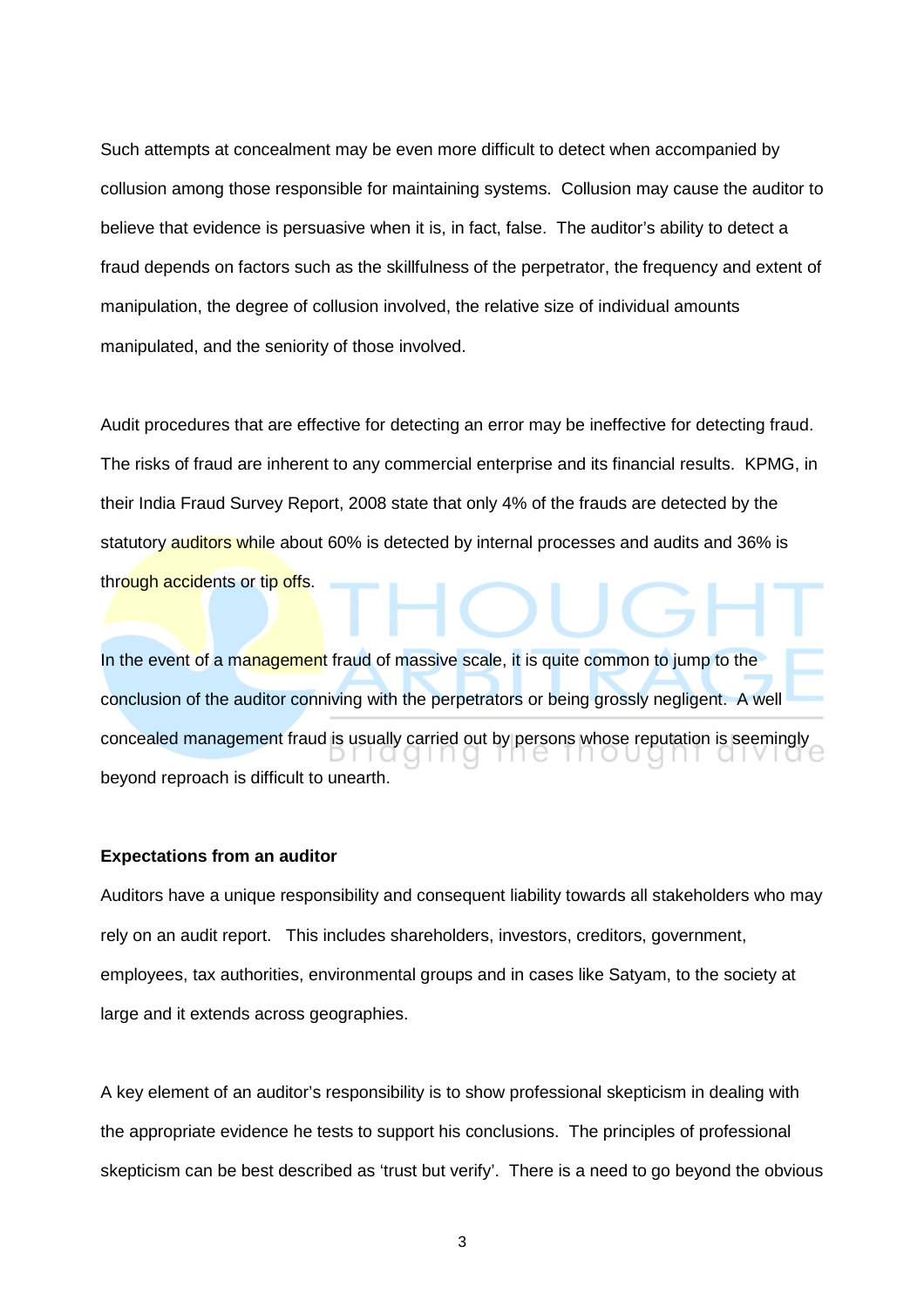Such attempts at concealment may be even more difficult to detect when accompanied by collusion among those responsible for maintaining systems. Collusion may cause the auditor to believe that evidence is persuasive when it is, in fact, false. The auditor's ability to detect a fraud depends on factors such as the skillfulness of the perpetrator, the frequency and extent of manipulation, the degree of collusion involved, the relative size of individual amounts manipulated, and the seniority of those involved.

Audit procedures that are effective for detecting an error may be ineffective for detecting fraud. The risks of fraud are inherent to any commercial enterprise and its financial results. KPMG, in their India Fraud Survey Report, 2008 state that only 4% of the frauds are detected by the statutory auditors while about 60% is detected by internal processes and audits and 36% is through accidents or tip offs.

In the event of a management fraud of massive scale, it is quite common to jump to the conclusion of the auditor conniving with the perpetrators or being grossly negligent. A well concealed management fraud is usually carried out by persons whose reputation is seemingly beyond reproach is difficult to unearth.

**Expectations from an auditor**

Auditors have a unique responsibility and consequent liability towards all stakeholders who may rely on an audit report. This includes shareholders, investors, creditors, government, employees, tax authorities, environmental groups and in cases like Satyam, to the society at large and it extends across geographies.

A key element of an auditor's responsibility is to show professional skepticism in dealing with the appropriate evidence he tests to support his conclusions. The principles of professional skepticism can be best described as 'trust but verify'. There is a need to go beyond the obvious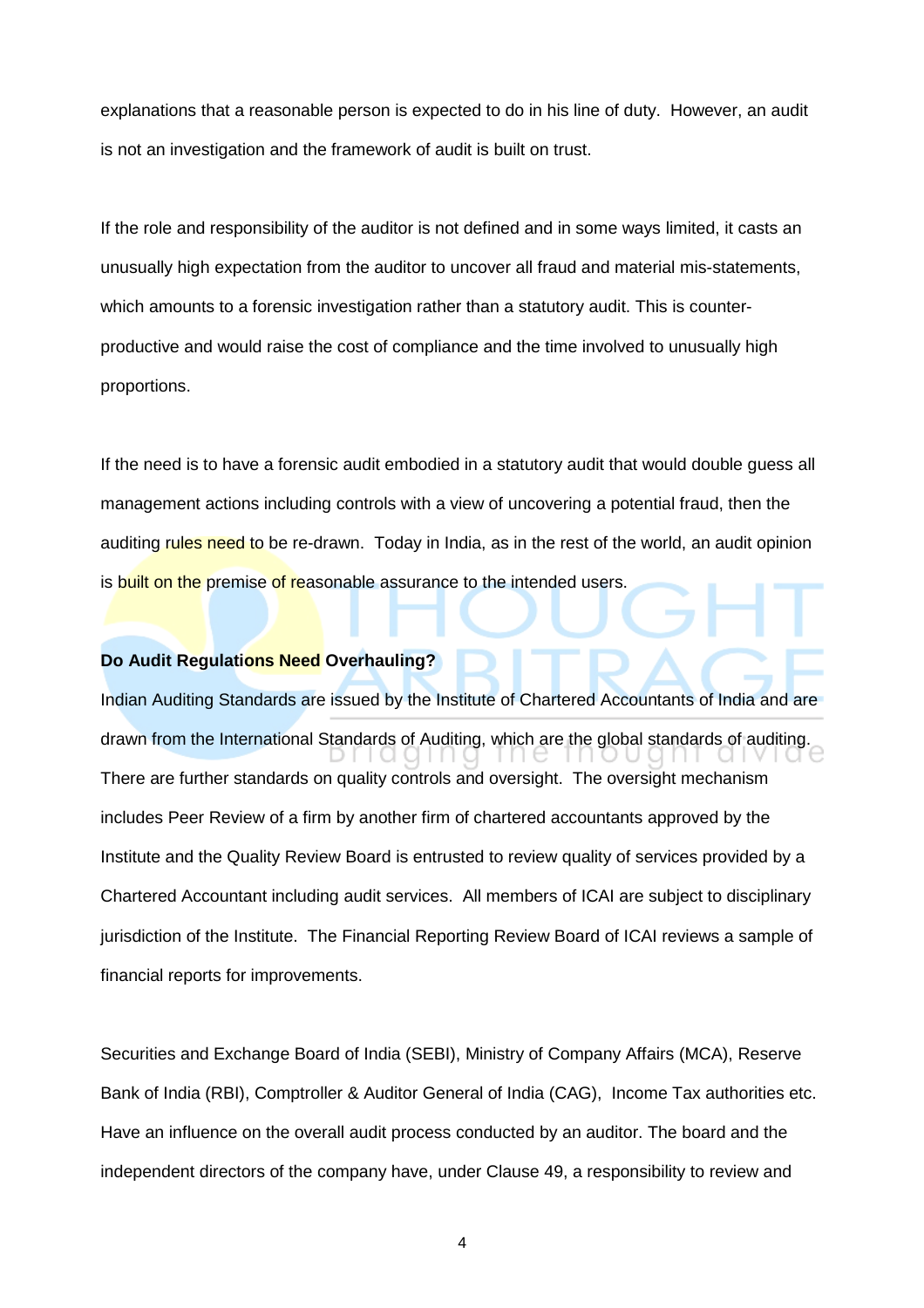explanations that a reasonable person is expected to do in his line of duty. However, an audit is not an investigation and the framework of audit is built on trust.

If the role and responsibility of the auditor is not defined and in some ways limited, it casts an unusually high expectation from the auditor to uncover all fraud and material mis-statements, which amounts to a forensic investigation rather than a statutory audit. This is counter-productive and would raise the cost of compliance and the time involved to unusually high proportions.

If the need is to have a forensic audit embodied in a statutory audit that would double guess all management actions including controls with a view of uncovering a potential fraud, then the auditing rules need to be re-drawn. Today in India, as in the rest of the world, an audit opinion is built on the premise of reasonable assurance to the intended users.

**Do Audit Regulations Need Overhauling?**

Indian Auditing Standards are issued by the Institute of Chartered Accountants of India and are drawn from the International Standards of Auditing, which are the global standards of auditing. There are further standards on quality controls and oversight. The oversight mechanism includes Peer Review of a firm by another firm of chartered accountants approved by the Institute and the Quality Review Board is entrusted to review quality of services provided by a Chartered Accountant including audit services. All members of ICAI are subject to disciplinary jurisdiction of the Institute. The Financial Reporting Review Board of ICAI reviews a sample of financial reports for improvements.

Securities and Exchange Board of India (SEBI), Ministry of Company Affairs (MCA), Reserve Bank of India (RBI), Comptroller & Auditor General of India (CAG), Income Tax authorities etc. Have an influence on the overall audit process conducted by an auditor. The board and the independent directors of the company have, under Clause 49, a responsibility to review and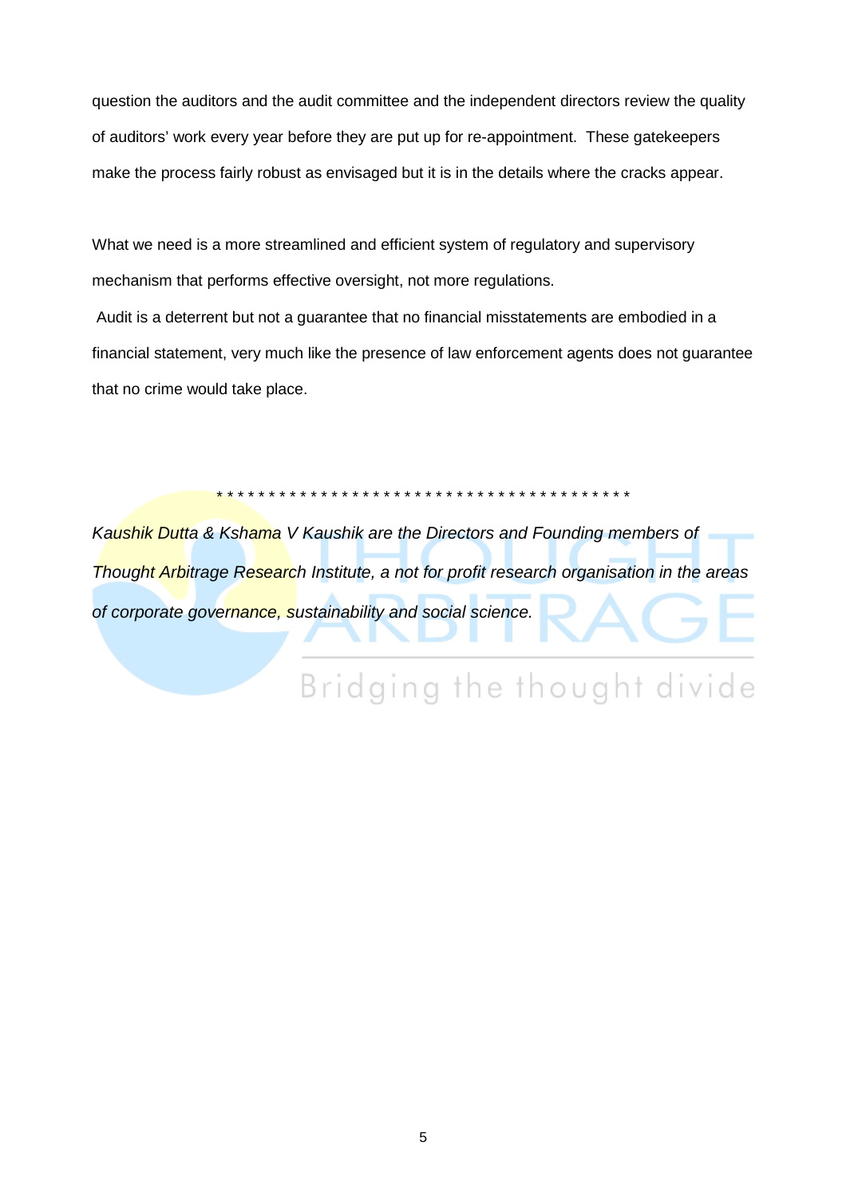question the auditors and the audit committee and the independent directors review the quality of auditors' work every year before they are put up for re-appointment. These gatekeepers make the process fairly robust as envisaged but it is in the details where the cracks appear.

What we need is a more streamlined and efficient system of regulatory and supervisory mechanism that performs effective oversight, not more regulations.

Audit is a deterrent but not a guarantee that no financial misstatements are embodied in a financial statement, very much like the presence of law enforcement agents does not guarantee that no crime would take place.

\* \* \* \* \* \* \* \* \* \* \* \* \* \* \* \* \* \* \* \* \* \* \* \* \* \* \* \* \* \* \* \* \* \* \* \* \* \* \* \* \*

*Kaushik Dutta & Kshama V Kaushik are the Directors and Founding members of Thought Arbitrage Research Institute, a not for profit research organisation in the areas of corporate governance, sustainability and social science.*